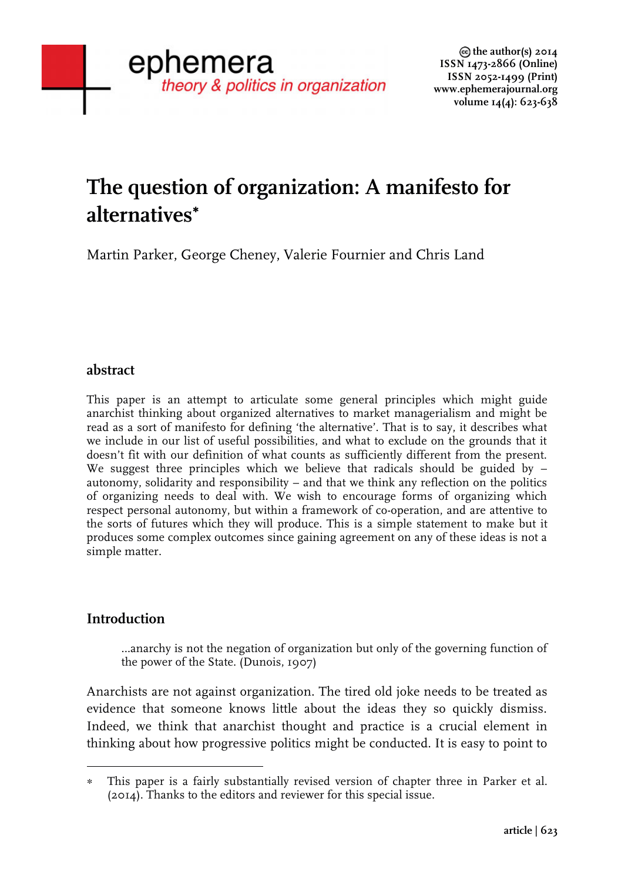# The question of organization: A manifesto for alternatives*

Martin Parker, George Cheney, Valerie Fournier and Chris Land

## abstract

This paper is an attempt to articulate some general principles which might guide anarchist thinking about organized alternatives to market managerialism and might be read as a sort of manifesto for defining 'the alternative'. That is to say, it describes what we include in our list of useful possibilities, and what to exclude on the grounds that it doesn't fit with our definition of what counts as sufficiently different from the present. We suggest three principles which we believe that radicals should be guided by – autonomy, solidarity and responsibility – and that we think any reflection on the politics of organizing needs to deal with. We wish to encourage forms of organizing which respect personal autonomy, but within a framework of co-operation, and are attentive to the sorts of futures which they will produce. This is a simple statement to make but it produces some complex outcomes since gaining agreement on any of these ideas is not a simple matter.

## Introduction

> ...anarchy is not the negation of organization but only of the governing function of the power of the State. (Dunois, 1907)

Anarchists are not against organization. The tired old joke needs to be treated as evidence that someone knows little about the ideas they so quickly dismiss. Indeed, we think that anarchist thought and practice is a crucial element in thinking about how progressive politics might be conducted. It is easy to point to

---

* This paper is a fairly substantially revised version of chapter three in Parker et al. (2014). Thanks to the editors and reviewer for this special issue.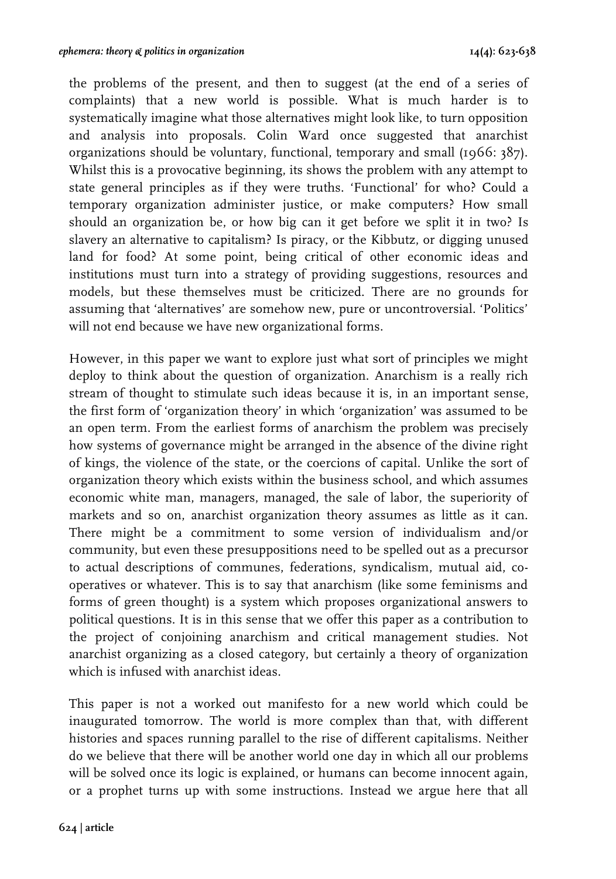the problems of the present, and then to suggest (at the end of a series of complaints) that a new world is possible. What is much harder is to systematically imagine what those alternatives might look like, to turn opposition and analysis into proposals. Colin Ward once suggested that anarchist organizations should be voluntary, functional, temporary and small (1966: 387). Whilst this is a provocative beginning, its shows the problem with any attempt to state general principles as if they were truths. 'Functional' for who? Could a temporary organization administer justice, or make computers? How small should an organization be, or how big can it get before we split it in two? Is slavery an alternative to capitalism? Is piracy, or the Kibbutz, or digging unused land for food? At some point, being critical of other economic ideas and institutions must turn into a strategy of providing suggestions, resources and models, but these themselves must be criticized. There are no grounds for assuming that 'alternatives' are somehow new, pure or uncontroversial. 'Politics' will not end because we have new organizational forms.

However, in this paper we want to explore just what sort of principles we might deploy to think about the question of organization. Anarchism is a really rich stream of thought to stimulate such ideas because it is, in an important sense, the first form of 'organization theory' in which 'organization' was assumed to be an open term. From the earliest forms of anarchism the problem was precisely how systems of governance might be arranged in the absence of the divine right of kings, the violence of the state, or the coercions of capital. Unlike the sort of organization theory which exists within the business school, and which assumes economic white man, managers, managed, the sale of labor, the superiority of markets and so on, anarchist organization theory assumes as little as it can. There might be a commitment to some version of individualism and/or community, but even these presuppositions need to be spelled out as a precursor to actual descriptions of communes, federations, syndicalism, mutual aid, co-operatives or whatever. This is to say that anarchism (like some feminisms and forms of green thought) is a system which proposes organizational answers to political questions. It is in this sense that we offer this paper as a contribution to the project of conjoining anarchism and critical management studies. Not anarchist organizing as a closed category, but certainly a theory of organization which is infused with anarchist ideas.

This paper is not a worked out manifesto for a new world which could be inaugurated tomorrow. The world is more complex than that, with different histories and spaces running parallel to the rise of different capitalisms. Neither do we believe that there will be another world one day in which all our problems will be solved once its logic is explained, or humans can become innocent again, or a prophet turns up with some instructions. Instead we argue here that all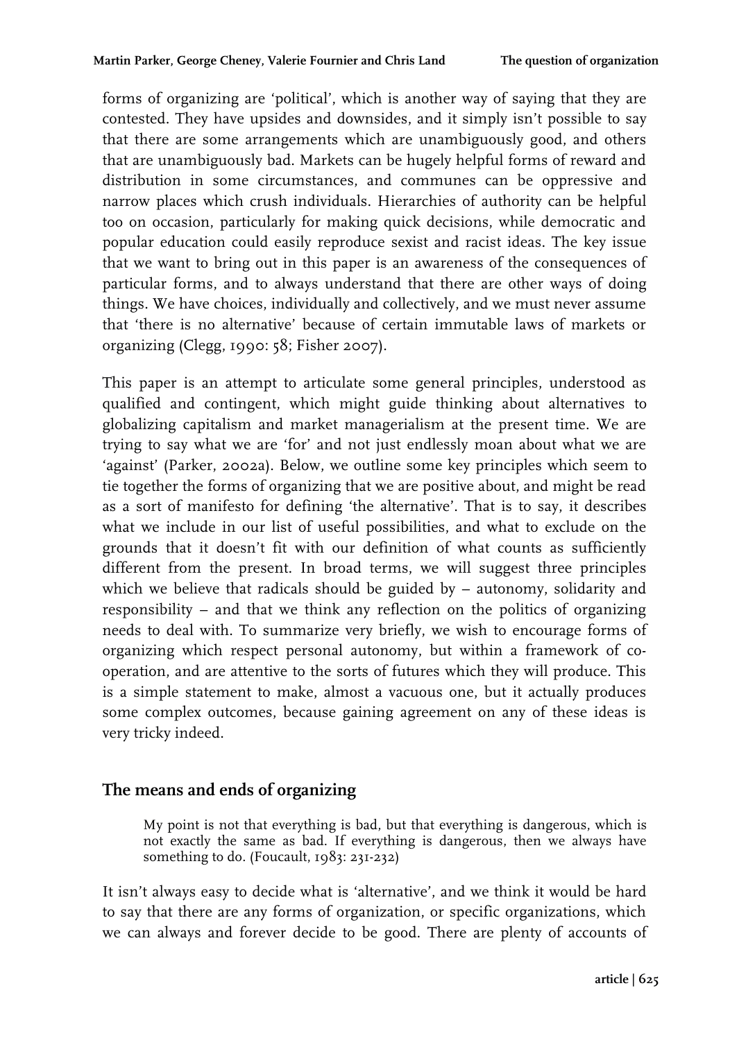forms of organizing are 'political', which is another way of saying that they are contested. They have upsides and downsides, and it simply isn't possible to say that there are some arrangements which are unambiguously good, and others that are unambiguously bad. Markets can be hugely helpful forms of reward and distribution in some circumstances, and communes can be oppressive and narrow places which crush individuals. Hierarchies of authority can be helpful too on occasion, particularly for making quick decisions, while democratic and popular education could easily reproduce sexist and racist ideas. The key issue that we want to bring out in this paper is an awareness of the consequences of particular forms, and to always understand that there are other ways of doing things. We have choices, individually and collectively, and we must never assume that 'there is no alternative' because of certain immutable laws of markets or organizing (Clegg, 1990: 58; Fisher 2007).

This paper is an attempt to articulate some general principles, understood as qualified and contingent, which might guide thinking about alternatives to globalizing capitalism and market managerialism at the present time. We are trying to say what we are 'for' and not just endlessly moan about what we are 'against' (Parker, 2002a). Below, we outline some key principles which seem to tie together the forms of organizing that we are positive about, and might be read as a sort of manifesto for defining 'the alternative'. That is to say, it describes what we include in our list of useful possibilities, and what to exclude on the grounds that it doesn't fit with our definition of what counts as sufficiently different from the present. In broad terms, we will suggest three principles which we believe that radicals should be guided by – autonomy, solidarity and responsibility – and that we think any reflection on the politics of organizing needs to deal with. To summarize very briefly, we wish to encourage forms of organizing which respect personal autonomy, but within a framework of co-operation, and are attentive to the sorts of futures which they will produce. This is a simple statement to make, almost a vacuous one, but it actually produces some complex outcomes, because gaining agreement on any of these ideas is very tricky indeed.

## The means and ends of organizing

> My point is not that everything is bad, but that everything is dangerous, which is not exactly the same as bad. If everything is dangerous, then we always have something to do. (Foucault, 1983: 231-232)

It isn't always easy to decide what is 'alternative', and we think it would be hard to say that there are any forms of organization, or specific organizations, which we can always and forever decide to be good. There are plenty of accounts of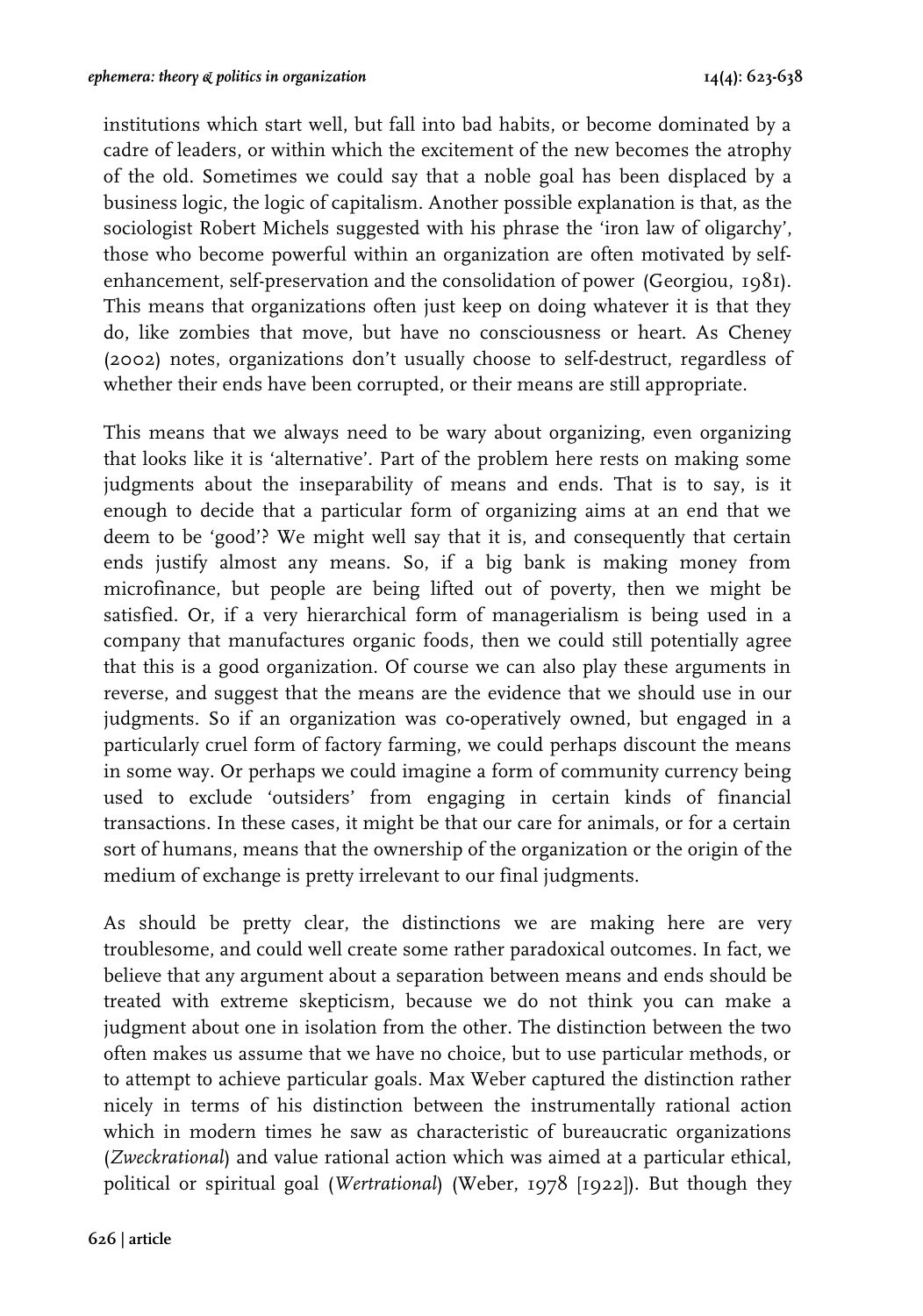institutions which start well, but fall into bad habits, or become dominated by a cadre of leaders, or within which the excitement of the new becomes the atrophy of the old. Sometimes we could say that a noble goal has been displaced by a business logic, the logic of capitalism. Another possible explanation is that, as the sociologist Robert Michels suggested with his phrase the 'iron law of oligarchy', those who become powerful within an organization are often motivated by self-enhancement, self-preservation and the consolidation of power (Georgiou, 1981). This means that organizations often just keep on doing whatever it is that they do, like zombies that move, but have no consciousness or heart. As Cheney (2002) notes, organizations don't usually choose to self-destruct, regardless of whether their ends have been corrupted, or their means are still appropriate.

This means that we always need to be wary about organizing, even organizing that looks like it is 'alternative'. Part of the problem here rests on making some judgments about the inseparability of means and ends. That is to say, is it enough to decide that a particular form of organizing aims at an end that we deem to be 'good'? We might well say that it is, and consequently that certain ends justify almost any means. So, if a big bank is making money from microfinance, but people are being lifted out of poverty, then we might be satisfied. Or, if a very hierarchical form of managerialism is being used in a company that manufactures organic foods, then we could still potentially agree that this is a good organization. Of course we can also play these arguments in reverse, and suggest that the means are the evidence that we should use in our judgments. So if an organization was co-operatively owned, but engaged in a particularly cruel form of factory farming, we could perhaps discount the means in some way. Or perhaps we could imagine a form of community currency being used to exclude 'outsiders' from engaging in certain kinds of financial transactions. In these cases, it might be that our care for animals, or for a certain sort of humans, means that the ownership of the organization or the origin of the medium of exchange is pretty irrelevant to our final judgments.

As should be pretty clear, the distinctions we are making here are very troublesome, and could well create some rather paradoxical outcomes. In fact, we believe that any argument about a separation between means and ends should be treated with extreme skepticism, because we do not think you can make a judgment about one in isolation from the other. The distinction between the two often makes us assume that we have no choice, but to use particular methods, or to attempt to achieve particular goals. Max Weber captured the distinction rather nicely in terms of his distinction between the instrumentally rational action which in modern times he saw as characteristic of bureaucratic organizations (*Zweckrational*) and value rational action which was aimed at a particular ethical, political or spiritual goal (*Wertrational*) (Weber, 1978 [1922]). But though they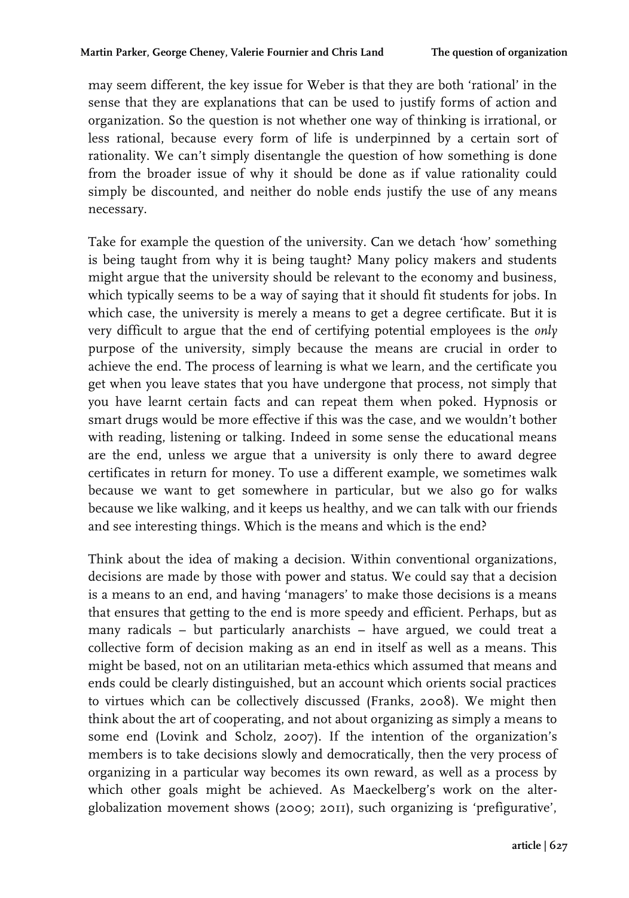may seem different, the key issue for Weber is that they are both 'rational' in the sense that they are explanations that can be used to justify forms of action and organization. So the question is not whether one way of thinking is irrational, or less rational, because every form of life is underpinned by a certain sort of rationality. We can't simply disentangle the question of how something is done from the broader issue of why it should be done as if value rationality could simply be discounted, and neither do noble ends justify the use of any means necessary.

Take for example the question of the university. Can we detach 'how' something is being taught from why it is being taught? Many policy makers and students might argue that the university should be relevant to the economy and business, which typically seems to be a way of saying that it should fit students for jobs. In which case, the university is merely a means to get a degree certificate. But it is very difficult to argue that the end of certifying potential employees is the *only* purpose of the university, simply because the means are crucial in order to achieve the end. The process of learning is what we learn, and the certificate you get when you leave states that you have undergone that process, not simply that you have learnt certain facts and can repeat them when poked. Hypnosis or smart drugs would be more effective if this was the case, and we wouldn't bother with reading, listening or talking. Indeed in some sense the educational means are the end, unless we argue that a university is only there to award degree certificates in return for money. To use a different example, we sometimes walk because we want to get somewhere in particular, but we also go for walks because we like walking, and it keeps us healthy, and we can talk with our friends and see interesting things. Which is the means and which is the end?

Think about the idea of making a decision. Within conventional organizations, decisions are made by those with power and status. We could say that a decision is a means to an end, and having 'managers' to make those decisions is a means that ensures that getting to the end is more speedy and efficient. Perhaps, but as many radicals – but particularly anarchists – have argued, we could treat a collective form of decision making as an end in itself as well as a means. This might be based, not on an utilitarian meta-ethics which assumed that means and ends could be clearly distinguished, but an account which orients social practices to virtues which can be collectively discussed (Franks, 2008). We might then think about the art of cooperating, and not about organizing as simply a means to some end (Lovink and Scholz, 2007). If the intention of the organization's members is to take decisions slowly and democratically, then the very process of organizing in a particular way becomes its own reward, as well as a process by which other goals might be achieved. As Maeckelberg's work on the alter-globalization movement shows (2009; 2011), such organizing is 'prefigurative',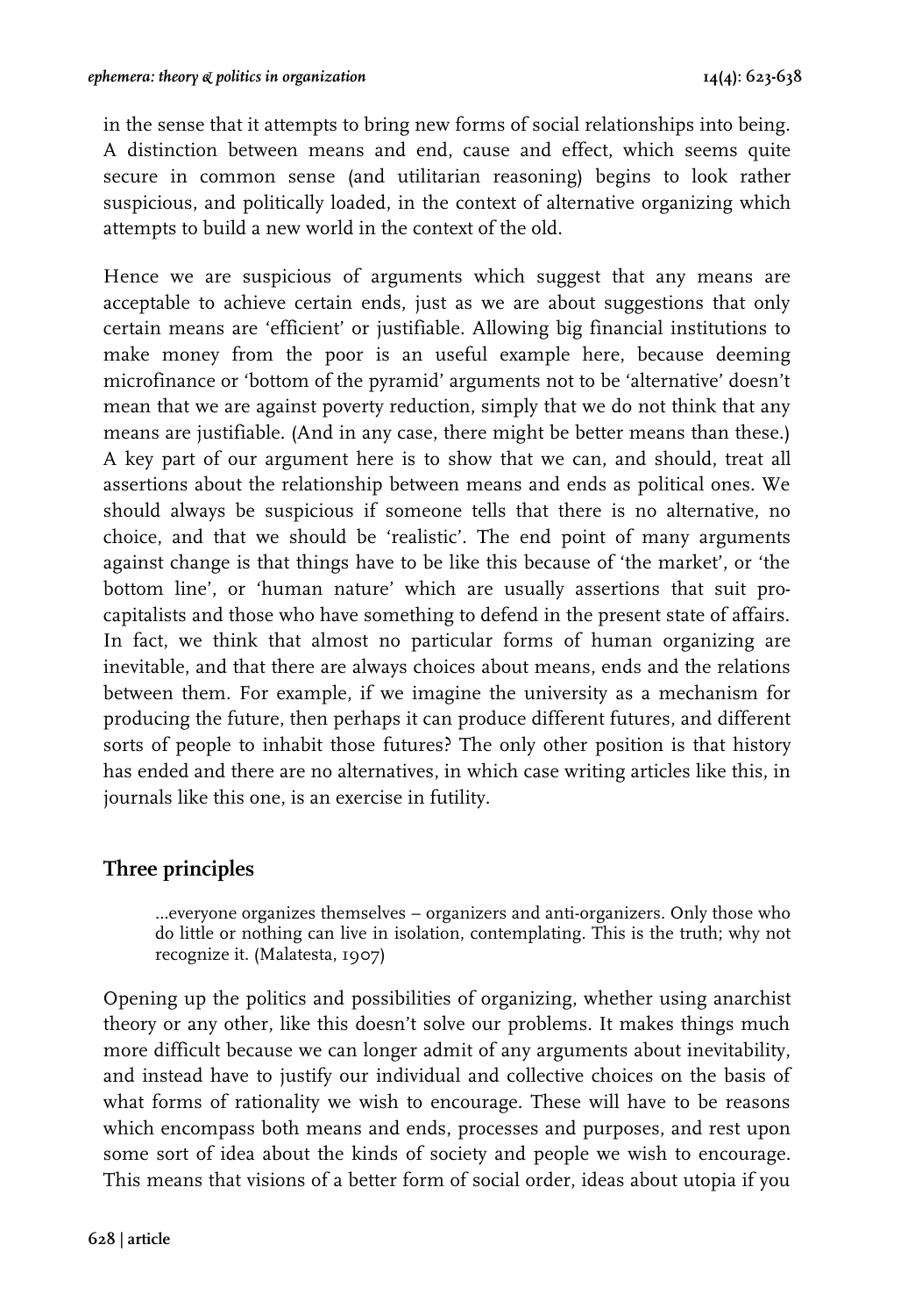in the sense that it attempts to bring new forms of social relationships into being. A distinction between means and end, cause and effect, which seems quite secure in common sense (and utilitarian reasoning) begins to look rather suspicious, and politically loaded, in the context of alternative organizing which attempts to build a new world in the context of the old.

Hence we are suspicious of arguments which suggest that any means are acceptable to achieve certain ends, just as we are about suggestions that only certain means are 'efficient' or justifiable. Allowing big financial institutions to make money from the poor is an useful example here, because deeming microfinance or 'bottom of the pyramid' arguments not to be 'alternative' doesn't mean that we are against poverty reduction, simply that we do not think that any means are justifiable. (And in any case, there might be better means than these.) A key part of our argument here is to show that we can, and should, treat all assertions about the relationship between means and ends as political ones. We should always be suspicious if someone tells that there is no alternative, no choice, and that we should be 'realistic'. The end point of many arguments against change is that things have to be like this because of 'the market', or 'the bottom line', or 'human nature' which are usually assertions that suit pro-capitalists and those who have something to defend in the present state of affairs. In fact, we think that almost no particular forms of human organizing are inevitable, and that there are always choices about means, ends and the relations between them. For example, if we imagine the university as a mechanism for producing the future, then perhaps it can produce different futures, and different sorts of people to inhabit those futures? The only other position is that history has ended and there are no alternatives, in which case writing articles like this, in journals like this one, is an exercise in futility.

## Three principles

> ...everyone organizes themselves – organizers and anti-organizers. Only those who do little or nothing can live in isolation, contemplating. This is the truth; why not recognize it. (Malatesta, 1907)

Opening up the politics and possibilities of organizing, whether using anarchist theory or any other, like this doesn't solve our problems. It makes things much more difficult because we can longer admit of any arguments about inevitability, and instead have to justify our individual and collective choices on the basis of what forms of rationality we wish to encourage. These will have to be reasons which encompass both means and ends, processes and purposes, and rest upon some sort of idea about the kinds of society and people we wish to encourage. This means that visions of a better form of social order, ideas about utopia if you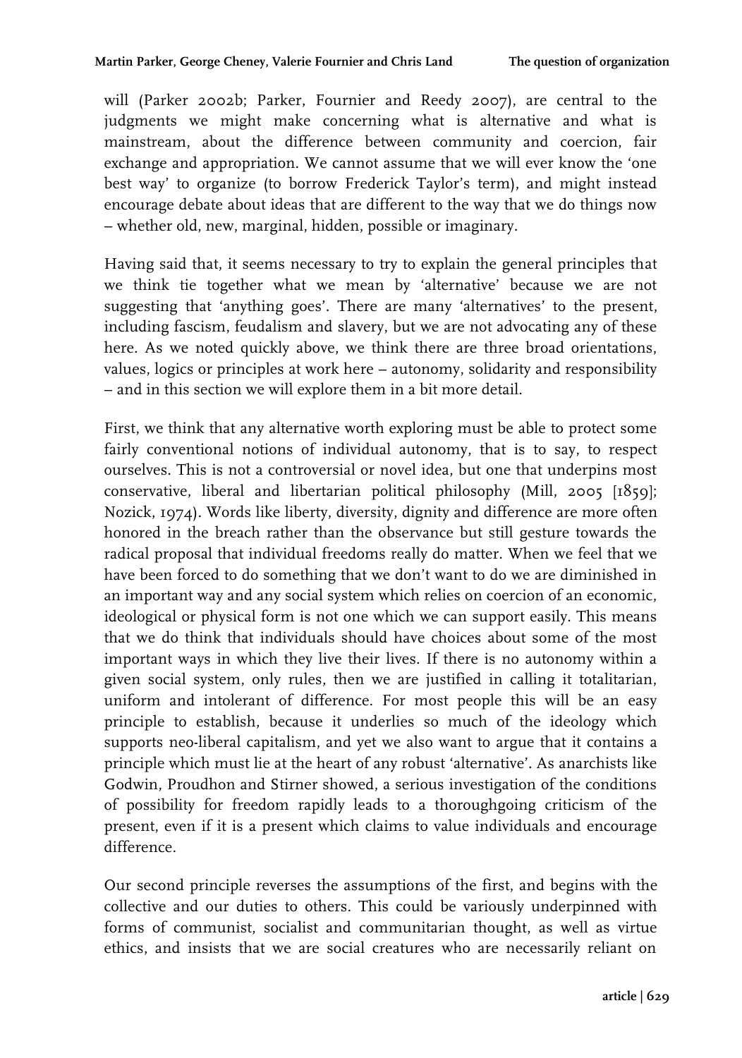will (Parker 2002b; Parker, Fournier and Reedy 2007), are central to the judgments we might make concerning what is alternative and what is mainstream, about the difference between community and coercion, fair exchange and appropriation. We cannot assume that we will ever know the 'one best way' to organize (to borrow Frederick Taylor's term), and might instead encourage debate about ideas that are different to the way that we do things now – whether old, new, marginal, hidden, possible or imaginary.

Having said that, it seems necessary to try to explain the general principles that we think tie together what we mean by 'alternative' because we are not suggesting that 'anything goes'. There are many 'alternatives' to the present, including fascism, feudalism and slavery, but we are not advocating any of these here. As we noted quickly above, we think there are three broad orientations, values, logics or principles at work here – autonomy, solidarity and responsibility – and in this section we will explore them in a bit more detail.

First, we think that any alternative worth exploring must be able to protect some fairly conventional notions of individual autonomy, that is to say, to respect ourselves. This is not a controversial or novel idea, but one that underpins most conservative, liberal and libertarian political philosophy (Mill, 2005 [1859]; Nozick, 1974). Words like liberty, diversity, dignity and difference are more often honored in the breach rather than the observance but still gesture towards the radical proposal that individual freedoms really do matter. When we feel that we have been forced to do something that we don't want to do we are diminished in an important way and any social system which relies on coercion of an economic, ideological or physical form is not one which we can support easily. This means that we do think that individuals should have choices about some of the most important ways in which they live their lives. If there is no autonomy within a given social system, only rules, then we are justified in calling it totalitarian, uniform and intolerant of difference. For most people this will be an easy principle to establish, because it underlies so much of the ideology which supports neo-liberal capitalism, and yet we also want to argue that it contains a principle which must lie at the heart of any robust 'alternative'. As anarchists like Godwin, Proudhon and Stirner showed, a serious investigation of the conditions of possibility for freedom rapidly leads to a thoroughgoing criticism of the present, even if it is a present which claims to value individuals and encourage difference.

Our second principle reverses the assumptions of the first, and begins with the collective and our duties to others. This could be variously underpinned with forms of communist, socialist and communitarian thought, as well as virtue ethics, and insists that we are social creatures who are necessarily reliant on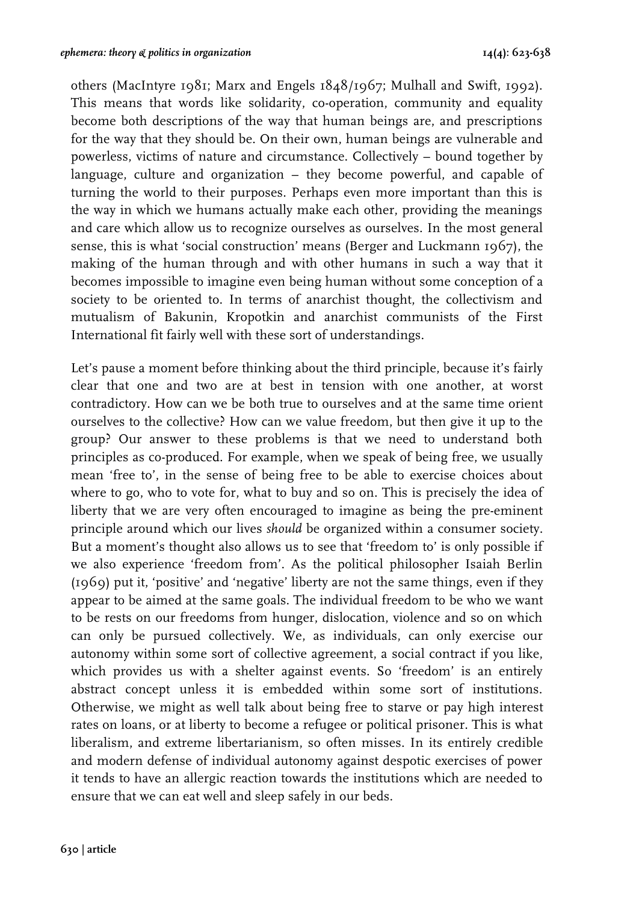others (MacIntyre 1981; Marx and Engels 1848/1967; Mulhall and Swift, 1992). This means that words like solidarity, co-operation, community and equality become both descriptions of the way that human beings are, and prescriptions for the way that they should be. On their own, human beings are vulnerable and powerless, victims of nature and circumstance. Collectively – bound together by language, culture and organization – they become powerful, and capable of turning the world to their purposes. Perhaps even more important than this is the way in which we humans actually make each other, providing the meanings and care which allow us to recognize ourselves as ourselves. In the most general sense, this is what 'social construction' means (Berger and Luckmann 1967), the making of the human through and with other humans in such a way that it becomes impossible to imagine even being human without some conception of a society to be oriented to. In terms of anarchist thought, the collectivism and mutualism of Bakunin, Kropotkin and anarchist communists of the First International fit fairly well with these sort of understandings.

Let's pause a moment before thinking about the third principle, because it's fairly clear that one and two are at best in tension with one another, at worst contradictory. How can we be both true to ourselves and at the same time orient ourselves to the collective? How can we value freedom, but then give it up to the group? Our answer to these problems is that we need to understand both principles as co-produced. For example, when we speak of being free, we usually mean 'free to', in the sense of being free to be able to exercise choices about where to go, who to vote for, what to buy and so on. This is precisely the idea of liberty that we are very often encouraged to imagine as being the pre-eminent principle around which our lives *should* be organized within a consumer society. But a moment's thought also allows us to see that 'freedom to' is only possible if we also experience 'freedom from'. As the political philosopher Isaiah Berlin (1969) put it, 'positive' and 'negative' liberty are not the same things, even if they appear to be aimed at the same goals. The individual freedom to be who we want to be rests on our freedoms from hunger, dislocation, violence and so on which can only be pursued collectively. We, as individuals, can only exercise our autonomy within some sort of collective agreement, a social contract if you like, which provides us with a shelter against events. So 'freedom' is an entirely abstract concept unless it is embedded within some sort of institutions. Otherwise, we might as well talk about being free to starve or pay high interest rates on loans, or at liberty to become a refugee or political prisoner. This is what liberalism, and extreme libertarianism, so often misses. In its entirely credible and modern defense of individual autonomy against despotic exercises of power it tends to have an allergic reaction towards the institutions which are needed to ensure that we can eat well and sleep safely in our beds.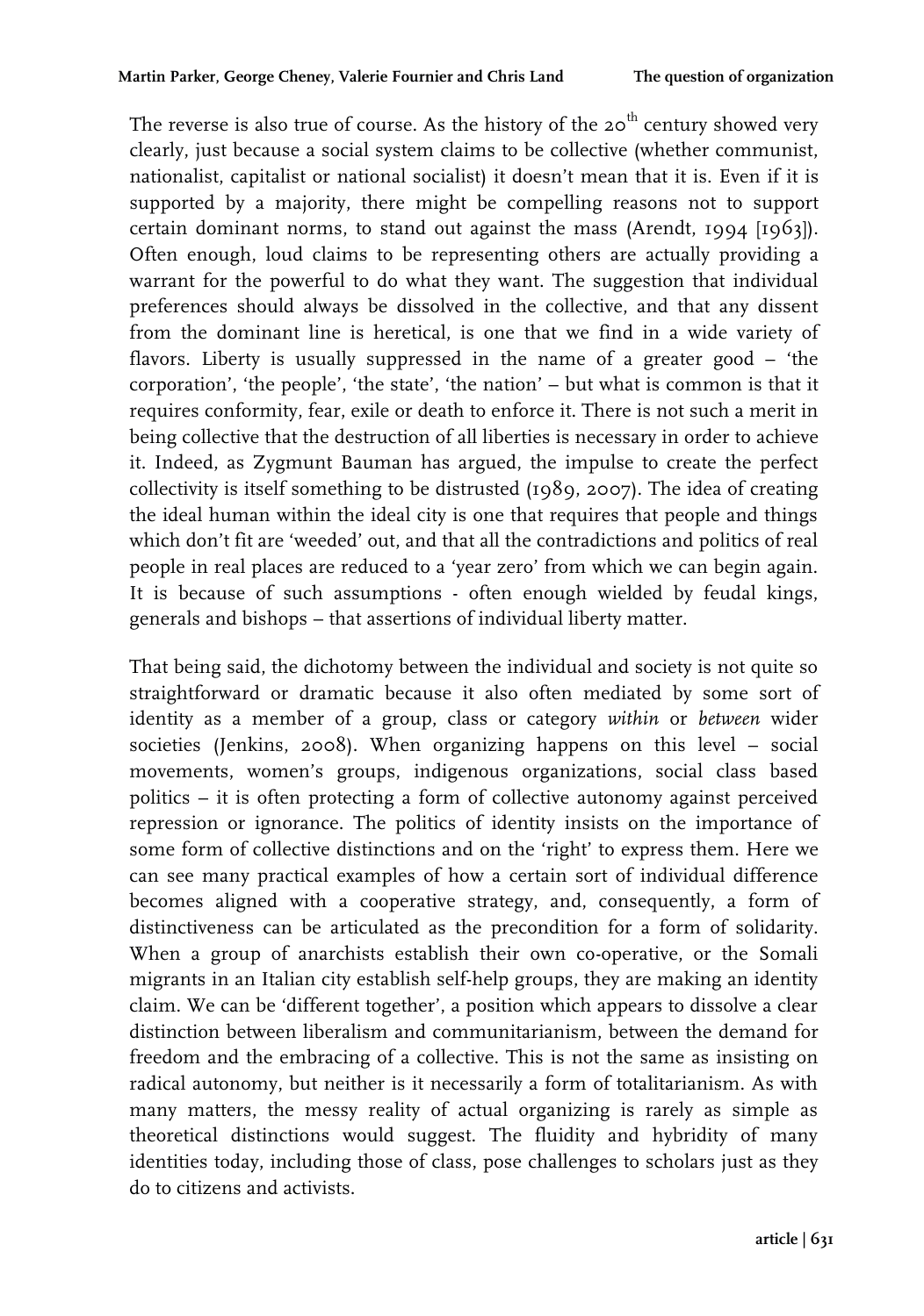The reverse is also true of course. As the history of the 20th century showed very clearly, just because a social system claims to be collective (whether communist, nationalist, capitalist or national socialist) it doesn't mean that it is. Even if it is supported by a majority, there might be compelling reasons not to support certain dominant norms, to stand out against the mass (Arendt, 1994 [1963]). Often enough, loud claims to be representing others are actually providing a warrant for the powerful to do what they want. The suggestion that individual preferences should always be dissolved in the collective, and that any dissent from the dominant line is heretical, is one that we find in a wide variety of flavors. Liberty is usually suppressed in the name of a greater good – 'the corporation', 'the people', 'the state', 'the nation' – but what is common is that it requires conformity, fear, exile or death to enforce it. There is not such a merit in being collective that the destruction of all liberties is necessary in order to achieve it. Indeed, as Zygmunt Bauman has argued, the impulse to create the perfect collectivity is itself something to be distrusted (1989, 2007). The idea of creating the ideal human within the ideal city is one that requires that people and things which don't fit are 'weeded' out, and that all the contradictions and politics of real people in real places are reduced to a 'year zero' from which we can begin again. It is because of such assumptions - often enough wielded by feudal kings, generals and bishops – that assertions of individual liberty matter.

That being said, the dichotomy between the individual and society is not quite so straightforward or dramatic because it also often mediated by some sort of identity as a member of a group, class or category *within* or *between* wider societies (Jenkins, 2008). When organizing happens on this level – social movements, women's groups, indigenous organizations, social class based politics – it is often protecting a form of collective autonomy against perceived repression or ignorance. The politics of identity insists on the importance of some form of collective distinctions and on the 'right' to express them. Here we can see many practical examples of how a certain sort of individual difference becomes aligned with a cooperative strategy, and, consequently, a form of distinctiveness can be articulated as the precondition for a form of solidarity. When a group of anarchists establish their own co-operative, or the Somali migrants in an Italian city establish self-help groups, they are making an identity claim. We can be 'different together', a position which appears to dissolve a clear distinction between liberalism and communitarianism, between the demand for freedom and the embracing of a collective. This is not the same as insisting on radical autonomy, but neither is it necessarily a form of totalitarianism. As with many matters, the messy reality of actual organizing is rarely as simple as theoretical distinctions would suggest. The fluidity and hybridity of many identities today, including those of class, pose challenges to scholars just as they do to citizens and activists.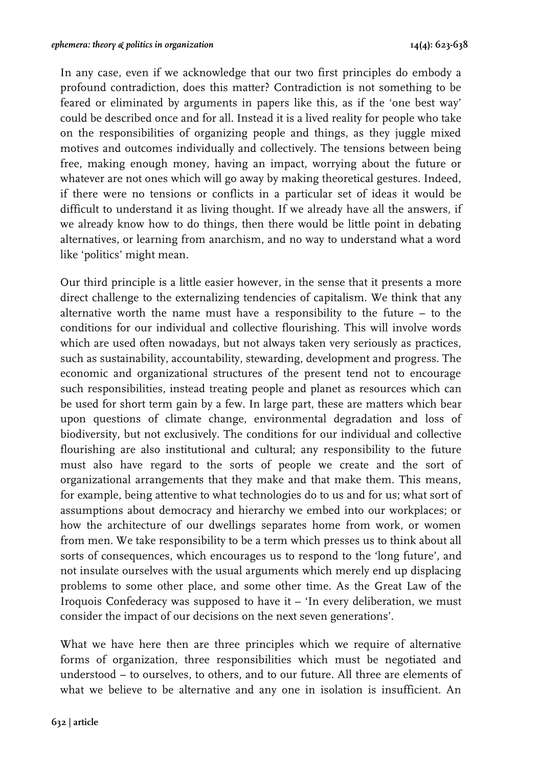In any case, even if we acknowledge that our two first principles do embody a profound contradiction, does this matter? Contradiction is not something to be feared or eliminated by arguments in papers like this, as if the 'one best way' could be described once and for all. Instead it is a lived reality for people who take on the responsibilities of organizing people and things, as they juggle mixed motives and outcomes individually and collectively. The tensions between being free, making enough money, having an impact, worrying about the future or whatever are not ones which will go away by making theoretical gestures. Indeed, if there were no tensions or conflicts in a particular set of ideas it would be difficult to understand it as living thought. If we already have all the answers, if we already know how to do things, then there would be little point in debating alternatives, or learning from anarchism, and no way to understand what a word like 'politics' might mean.

Our third principle is a little easier however, in the sense that it presents a more direct challenge to the externalizing tendencies of capitalism. We think that any alternative worth the name must have a responsibility to the future – to the conditions for our individual and collective flourishing. This will involve words which are used often nowadays, but not always taken very seriously as practices, such as sustainability, accountability, stewarding, development and progress. The economic and organizational structures of the present tend not to encourage such responsibilities, instead treating people and planet as resources which can be used for short term gain by a few. In large part, these are matters which bear upon questions of climate change, environmental degradation and loss of biodiversity, but not exclusively. The conditions for our individual and collective flourishing are also institutional and cultural; any responsibility to the future must also have regard to the sorts of people we create and the sort of organizational arrangements that they make and that make them. This means, for example, being attentive to what technologies do to us and for us; what sort of assumptions about democracy and hierarchy we embed into our workplaces; or how the architecture of our dwellings separates home from work, or women from men. We take responsibility to be a term which presses us to think about all sorts of consequences, which encourages us to respond to the 'long future', and not insulate ourselves with the usual arguments which merely end up displacing problems to some other place, and some other time. As the Great Law of the Iroquois Confederacy was supposed to have it – 'In every deliberation, we must consider the impact of our decisions on the next seven generations'.

What we have here then are three principles which we require of alternative forms of organization, three responsibilities which must be negotiated and understood – to ourselves, to others, and to our future. All three are elements of what we believe to be alternative and any one in isolation is insufficient. An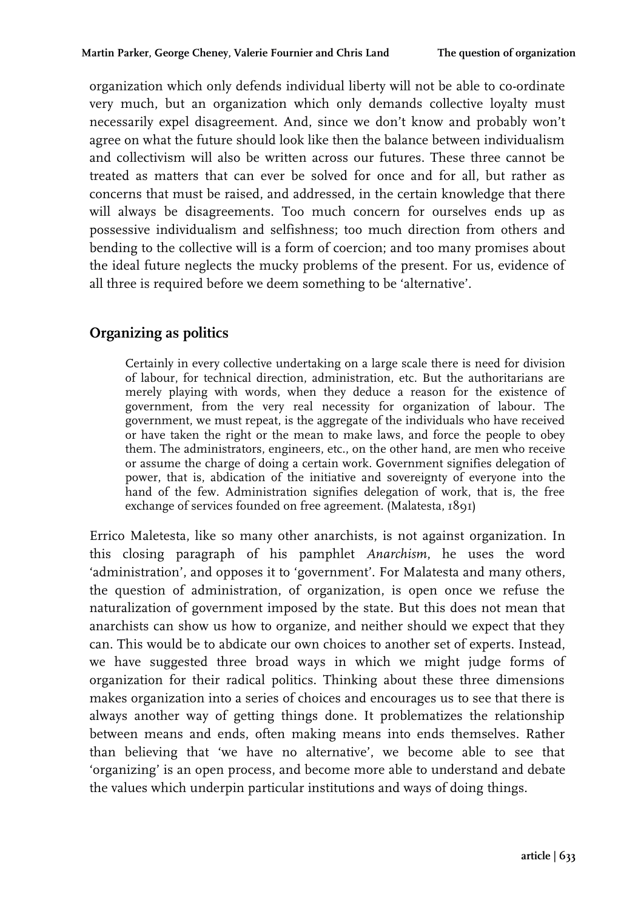organization which only defends individual liberty will not be able to co-ordinate very much, but an organization which only demands collective loyalty must necessarily expel disagreement. And, since we don't know and probably won't agree on what the future should look like then the balance between individualism and collectivism will also be written across our futures. These three cannot be treated as matters that can ever be solved for once and for all, but rather as concerns that must be raised, and addressed, in the certain knowledge that there will always be disagreements. Too much concern for ourselves ends up as possessive individualism and selfishness; too much direction from others and bending to the collective will is a form of coercion; and too many promises about the ideal future neglects the mucky problems of the present. For us, evidence of all three is required before we deem something to be 'alternative'.

## Organizing as politics

> Certainly in every collective undertaking on a large scale there is need for division of labour, for technical direction, administration, etc. But the authoritarians are merely playing with words, when they deduce a reason for the existence of government, from the very real necessity for organization of labour. The government, we must repeat, is the aggregate of the individuals who have received or have taken the right or the mean to make laws, and force the people to obey them. The administrators, engineers, etc., on the other hand, are men who receive or assume the charge of doing a certain work. Government signifies delegation of power, that is, abdication of the initiative and sovereignty of everyone into the hand of the few. Administration signifies delegation of work, that is, the free exchange of services founded on free agreement. (Malatesta, 1891)

Errico Maletesta, like so many other anarchists, is not against organization. In this closing paragraph of his pamphlet *Anarchism*, he uses the word 'administration', and opposes it to 'government'. For Malatesta and many others, the question of administration, of organization, is open once we refuse the naturalization of government imposed by the state. But this does not mean that anarchists can show us how to organize, and neither should we expect that they can. This would be to abdicate our own choices to another set of experts. Instead, we have suggested three broad ways in which we might judge forms of organization for their radical politics. Thinking about these three dimensions makes organization into a series of choices and encourages us to see that there is always another way of getting things done. It problematizes the relationship between means and ends, often making means into ends themselves. Rather than believing that 'we have no alternative', we become able to see that 'organizing' is an open process, and become more able to understand and debate the values which underpin particular institutions and ways of doing things.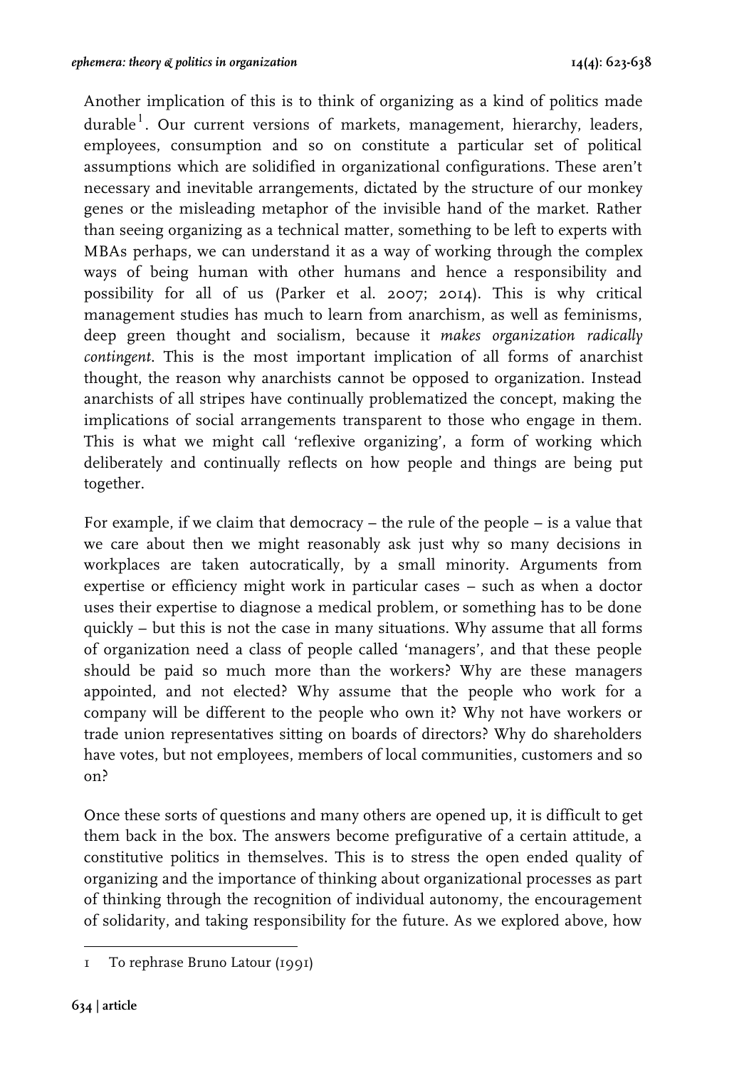Another implication of this is to think of organizing as a kind of politics made durable[1]. Our current versions of markets, management, hierarchy, leaders, employees, consumption and so on constitute a particular set of political assumptions which are solidified in organizational configurations. These aren't necessary and inevitable arrangements, dictated by the structure of our monkey genes or the misleading metaphor of the invisible hand of the market. Rather than seeing organizing as a technical matter, something to be left to experts with MBAs perhaps, we can understand it as a way of working through the complex ways of being human with other humans and hence a responsibility and possibility for all of us (Parker et al. 2007; 2014). This is why critical management studies has much to learn from anarchism, as well as feminisms, deep green thought and socialism, because it *makes organization radically contingent*. This is the most important implication of all forms of anarchist thought, the reason why anarchists cannot be opposed to organization. Instead anarchists of all stripes have continually problematized the concept, making the implications of social arrangements transparent to those who engage in them. This is what we might call 'reflexive organizing', a form of working which deliberately and continually reflects on how people and things are being put together.

For example, if we claim that democracy – the rule of the people – is a value that we care about then we might reasonably ask just why so many decisions in workplaces are taken autocratically, by a small minority. Arguments from expertise or efficiency might work in particular cases – such as when a doctor uses their expertise to diagnose a medical problem, or something has to be done quickly – but this is not the case in many situations. Why assume that all forms of organization need a class of people called 'managers', and that these people should be paid so much more than the workers? Why are these managers appointed, and not elected? Why assume that the people who work for a company will be different to the people who own it? Why not have workers or trade union representatives sitting on boards of directors? Why do shareholders have votes, but not employees, members of local communities, customers and so on?

Once these sorts of questions and many others are opened up, it is difficult to get them back in the box. The answers become prefigurative of a certain attitude, a constitutive politics in themselves. This is to stress the open ended quality of organizing and the importance of thinking about organizational processes as part of thinking through the recognition of individual autonomy, the encouragement of solidarity, and taking responsibility for the future. As we explored above, how

---

1 To rephrase Bruno Latour (1991)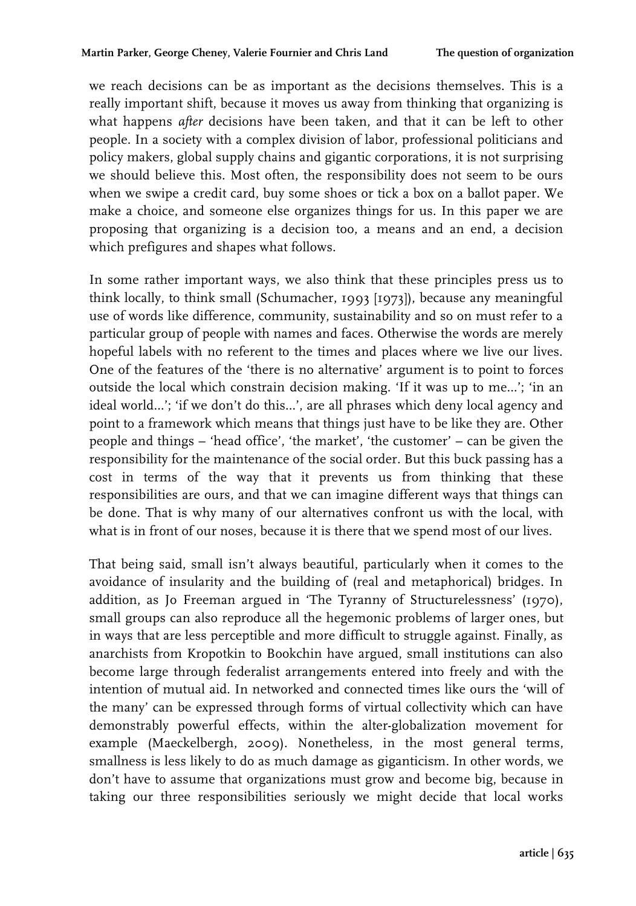we reach decisions can be as important as the decisions themselves. This is a really important shift, because it moves us away from thinking that organizing is what happens *after* decisions have been taken, and that it can be left to other people. In a society with a complex division of labor, professional politicians and policy makers, global supply chains and gigantic corporations, it is not surprising we should believe this. Most often, the responsibility does not seem to be ours when we swipe a credit card, buy some shoes or tick a box on a ballot paper. We make a choice, and someone else organizes things for us. In this paper we are proposing that organizing is a decision too, a means and an end, a decision which prefigures and shapes what follows.

In some rather important ways, we also think that these principles press us to think locally, to think small (Schumacher, 1993 [1973]), because any meaningful use of words like difference, community, sustainability and so on must refer to a particular group of people with names and faces. Otherwise the words are merely hopeful labels with no referent to the times and places where we live our lives. One of the features of the 'there is no alternative' argument is to point to forces outside the local which constrain decision making. 'If it was up to me…'; 'in an ideal world…'; 'if we don't do this…', are all phrases which deny local agency and point to a framework which means that things just have to be like they are. Other people and things – 'head office', 'the market', 'the customer' – can be given the responsibility for the maintenance of the social order. But this buck passing has a cost in terms of the way that it prevents us from thinking that these responsibilities are ours, and that we can imagine different ways that things can be done. That is why many of our alternatives confront us with the local, with what is in front of our noses, because it is there that we spend most of our lives.

That being said, small isn't always beautiful, particularly when it comes to the avoidance of insularity and the building of (real and metaphorical) bridges. In addition, as Jo Freeman argued in 'The Tyranny of Structurelessness' (1970), small groups can also reproduce all the hegemonic problems of larger ones, but in ways that are less perceptible and more difficult to struggle against. Finally, as anarchists from Kropotkin to Bookchin have argued, small institutions can also become large through federalist arrangements entered into freely and with the intention of mutual aid. In networked and connected times like ours the 'will of the many' can be expressed through forms of virtual collectivity which can have demonstrably powerful effects, within the alter-globalization movement for example (Maeckelbergh, 2009). Nonetheless, in the most general terms, smallness is less likely to do as much damage as giganticism. In other words, we don't have to assume that organizations must grow and become big, because in taking our three responsibilities seriously we might decide that local works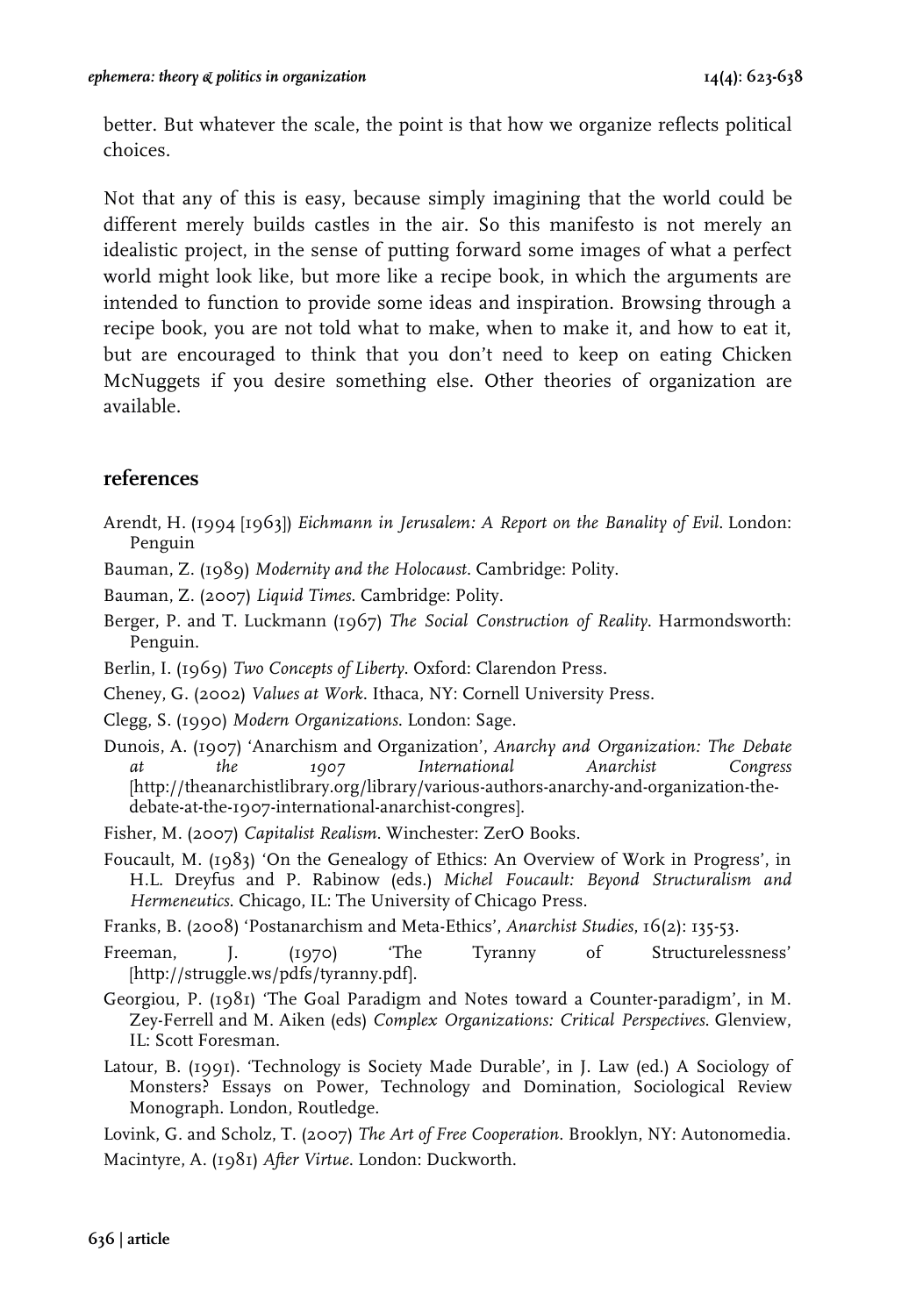better. But whatever the scale, the point is that how we organize reflects political choices.

Not that any of this is easy, because simply imagining that the world could be different merely builds castles in the air. So this manifesto is not merely an idealistic project, in the sense of putting forward some images of what a perfect world might look like, but more like a recipe book, in which the arguments are intended to function to provide some ideas and inspiration. Browsing through a recipe book, you are not told what to make, when to make it, and how to eat it, but are encouraged to think that you don't need to keep on eating Chicken McNuggets if you desire something else. Other theories of organization are available.

## references

Arendt, H. (1994 [1963]) *Eichmann in Jerusalem: A Report on the Banality of Evil*. London: Penguin

Bauman, Z. (1989) *Modernity and the Holocaust*. Cambridge: Polity.

Bauman, Z. (2007) *Liquid Times*. Cambridge: Polity.

Berger, P. and T. Luckmann (1967) *The Social Construction of Reality*. Harmondsworth: Penguin.

Berlin, I. (1969) *Two Concepts of Liberty*. Oxford: Clarendon Press.

Cheney, G. (2002) *Values at Work*. Ithaca, NY: Cornell University Press.

Clegg, S. (1990) *Modern Organizations*. London: Sage.

Dunois, A. (1907) 'Anarchism and Organization', *Anarchy and Organization: The Debate at the 1907 International Anarchist Congress* [http://theanarchistlibrary.org/library/various-authors-anarchy-and-organization-the-debate-at-the-1907-international-anarchist-congres].

Fisher, M. (2007) *Capitalist Realism*. Winchester: ZerO Books.

Foucault, M. (1983) 'On the Genealogy of Ethics: An Overview of Work in Progress', in H.L. Dreyfus and P. Rabinow (eds.) *Michel Foucault: Beyond Structuralism and Hermeneutics*. Chicago, IL: The University of Chicago Press.

Franks, B. (2008) 'Postanarchism and Meta-Ethics', *Anarchist Studies*, 16(2): 135-53.

Freeman, J. (1970) 'The Tyranny of Structurelessness' [http://struggle.ws/pdfs/tyranny.pdf].

Georgiou, P. (1981) 'The Goal Paradigm and Notes toward a Counter-paradigm', in M. Zey-Ferrell and M. Aiken (eds) *Complex Organizations: Critical Perspectives*. Glenview, IL: Scott Foresman.

Latour, B. (1991). 'Technology is Society Made Durable', in J. Law (ed.) A Sociology of Monsters? Essays on Power, Technology and Domination, Sociological Review Monograph. London, Routledge.

Lovink, G. and Scholz, T. (2007) *The Art of Free Cooperation*. Brooklyn, NY: Autonomedia.

Macintyre, A. (1981) *After Virtue*. London: Duckworth.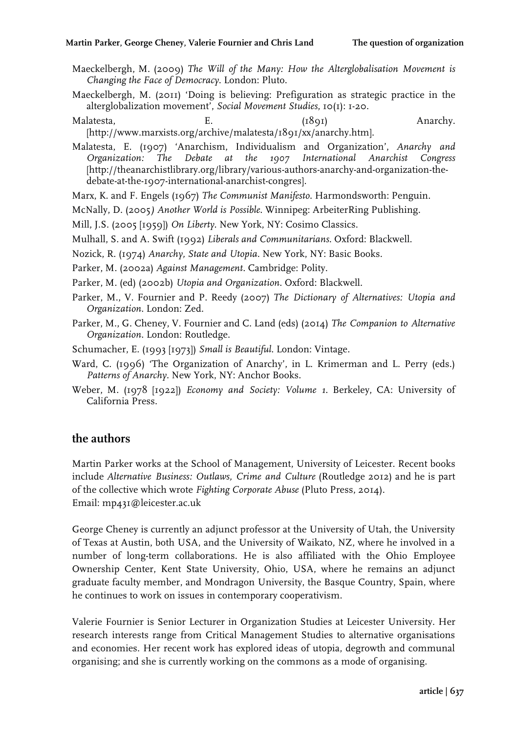Maeckelbergh, M. (2009) *The Will of the Many: How the Alterglobalisation Movement is Changing the Face of Democracy*. London: Pluto.

Maeckelbergh, M. (2011) 'Doing is believing: Prefiguration as strategic practice in the alterglobalization movement', *Social Movement Studies*, 10(1): 1-20.

Malatesta, E. (1891) Anarchy. [http://www.marxists.org/archive/malatesta/1891/xx/anarchy.htm].

Malatesta, E. (1907) 'Anarchism, Individualism and Organization', *Anarchy and Organization: The Debate at the 1907 International Anarchist Congress* [http://theanarchistlibrary.org/library/various-authors-anarchy-and-organization-the-debate-at-the-1907-international-anarchist-congres].

Marx, K. and F. Engels (1967) *The Communist Manifesto*. Harmondsworth: Penguin.

McNally, D. (2005) *Another World is Possible*. Winnipeg: ArbeiterRing Publishing.

Mill, J.S. (2005 [1959]) *On Liberty*. New York, NY: Cosimo Classics.

Mulhall, S. and A. Swift (1992) *Liberals and Communitarians*. Oxford: Blackwell.

Nozick, R. (1974) *Anarchy, State and Utopia*. New York, NY: Basic Books.

Parker, M. (2002a) *Against Management*. Cambridge: Polity.

Parker, M. (ed) (2002b) *Utopia and Organization*. Oxford: Blackwell.

Parker, M., V. Fournier and P. Reedy (2007) *The Dictionary of Alternatives: Utopia and Organization*. London: Zed.

Parker, M., G. Cheney, V. Fournier and C. Land (eds) (2014) *The Companion to Alternative Organization*. London: Routledge.

Schumacher, E. (1993 [1973]) *Small is Beautiful*. London: Vintage.

Ward, C. (1996) 'The Organization of Anarchy', in L. Krimerman and L. Perry (eds.) *Patterns of Anarchy*. New York, NY: Anchor Books.

Weber, M. (1978 [1922]) *Economy and Society: Volume 1*. Berkeley, CA: University of California Press.

## the authors

Martin Parker works at the School of Management, University of Leicester. Recent books include *Alternative Business: Outlaws, Crime and Culture* (Routledge 2012) and he is part of the collective which wrote *Fighting Corporate Abuse* (Pluto Press, 2014).
Email: mp431@leicester.ac.uk

George Cheney is currently an adjunct professor at the University of Utah, the University of Texas at Austin, both USA, and the University of Waikato, NZ, where he involved in a number of long-term collaborations. He is also affiliated with the Ohio Employee Ownership Center, Kent State University, Ohio, USA, where he remains an adjunct graduate faculty member, and Mondragon University, the Basque Country, Spain, where he continues to work on issues in contemporary cooperativism.

Valerie Fournier is Senior Lecturer in Organization Studies at Leicester University. Her research interests range from Critical Management Studies to alternative organisations and economies. Her recent work has explored ideas of utopia, degrowth and communal organising; and she is currently working on the commons as a mode of organising.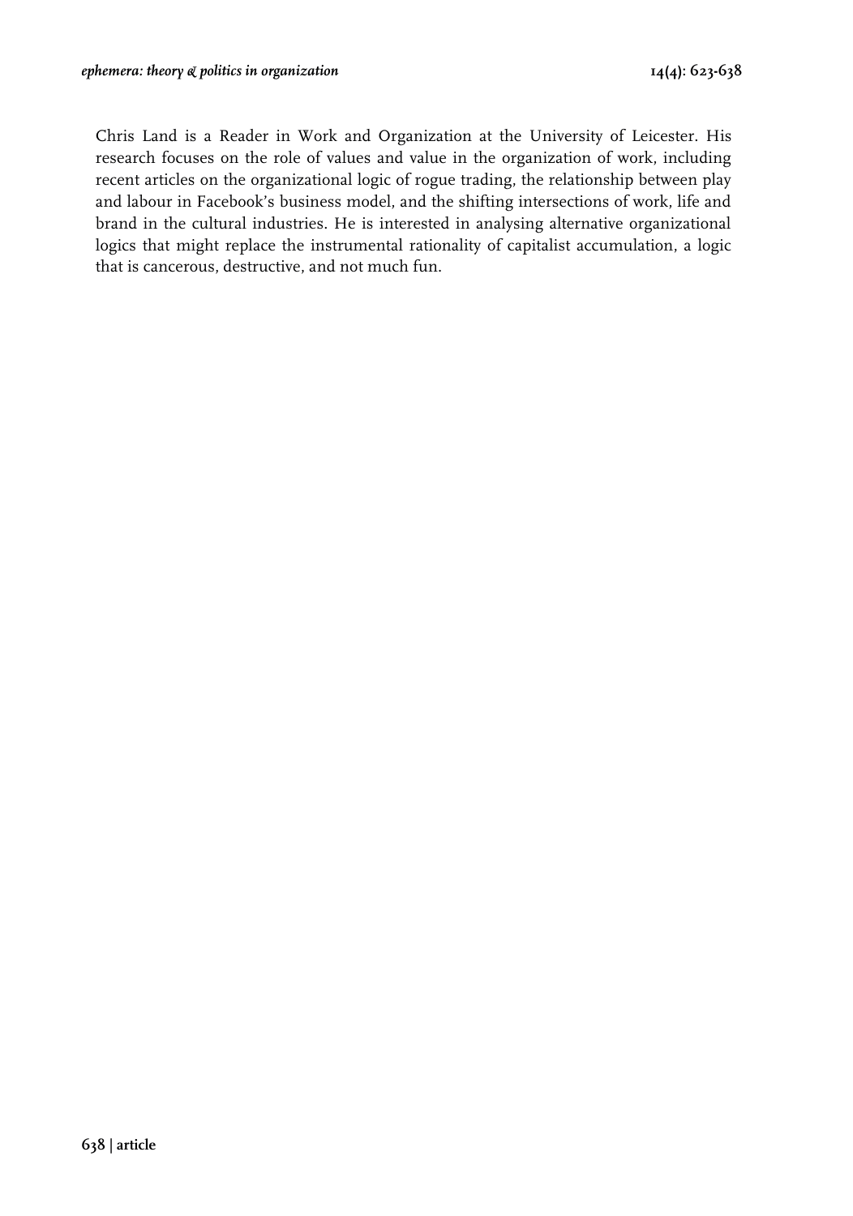Chris Land is a Reader in Work and Organization at the University of Leicester. His research focuses on the role of values and value in the organization of work, including recent articles on the organizational logic of rogue trading, the relationship between play and labour in Facebook's business model, and the shifting intersections of work, life and brand in the cultural industries. He is interested in analysing alternative organizational logics that might replace the instrumental rationality of capitalist accumulation, a logic that is cancerous, destructive, and not much fun.